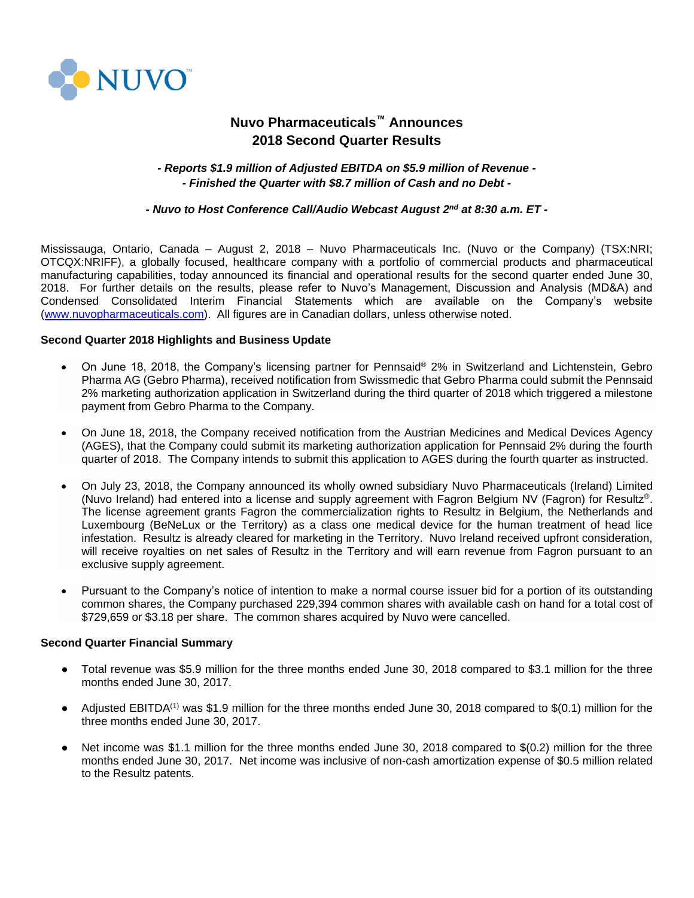NUVO™

# Nuvo Pharmaceuticals™ Announces 2018 Second Quarter Results

***- Reports $1.9 million of Adjusted EBITDA on $5.9 million of Revenue -***
***- Finished the Quarter with $8.7 million of Cash and no Debt -***

***- Nuvo to Host Conference Call/Audio Webcast August 2nd at 8:30 a.m. ET -***

Mississauga, Ontario, Canada – August 2, 2018 – Nuvo Pharmaceuticals Inc. (Nuvo or the Company) (TSX:NRI; OTCQX:NRIFF), a globally focused, healthcare company with a portfolio of commercial products and pharmaceutical manufacturing capabilities, today announced its financial and operational results for the second quarter ended June 30, 2018. For further details on the results, please refer to Nuvo's Management, Discussion and Analysis (MD&A) and Condensed Consolidated Interim Financial Statements which are available on the Company's website (www.nuvopharmaceuticals.com). All figures are in Canadian dollars, unless otherwise noted.

**Second Quarter 2018 Highlights and Business Update**

- On June 18, 2018, the Company's licensing partner for Pennsaid® 2% in Switzerland and Lichtenstein, Gebro Pharma AG (Gebro Pharma), received notification from Swissmedic that Gebro Pharma could submit the Pennsaid 2% marketing authorization application in Switzerland during the third quarter of 2018 which triggered a milestone payment from Gebro Pharma to the Company.

- On June 18, 2018, the Company received notification from the Austrian Medicines and Medical Devices Agency (AGES), that the Company could submit its marketing authorization application for Pennsaid 2% during the fourth quarter of 2018. The Company intends to submit this application to AGES during the fourth quarter as instructed.

- On July 23, 2018, the Company announced its wholly owned subsidiary Nuvo Pharmaceuticals (Ireland) Limited (Nuvo Ireland) had entered into a license and supply agreement with Fagron Belgium NV (Fagron) for Resultz®. The license agreement grants Fagron the commercialization rights to Resultz in Belgium, the Netherlands and Luxembourg (BeNeLux or the Territory) as a class one medical device for the human treatment of head lice infestation. Resultz is already cleared for marketing in the Territory. Nuvo Ireland received upfront consideration, will receive royalties on net sales of Resultz in the Territory and will earn revenue from Fagron pursuant to an exclusive supply agreement.

- Pursuant to the Company's notice of intention to make a normal course issuer bid for a portion of its outstanding common shares, the Company purchased 229,394 common shares with available cash on hand for a total cost of $729,659 or $3.18 per share. The common shares acquired by Nuvo were cancelled.

**Second Quarter Financial Summary**

- Total revenue was $5.9 million for the three months ended June 30, 2018 compared to $3.1 million for the three months ended June 30, 2017.

- Adjusted EBITDA[(1)] was $1.9 million for the three months ended June 30, 2018 compared to $(0.1) million for the three months ended June 30, 2017.

- Net income was $1.1 million for the three months ended June 30, 2018 compared to $(0.2) million for the three months ended June 30, 2017. Net income was inclusive of non-cash amortization expense of $0.5 million related to the Resultz patents.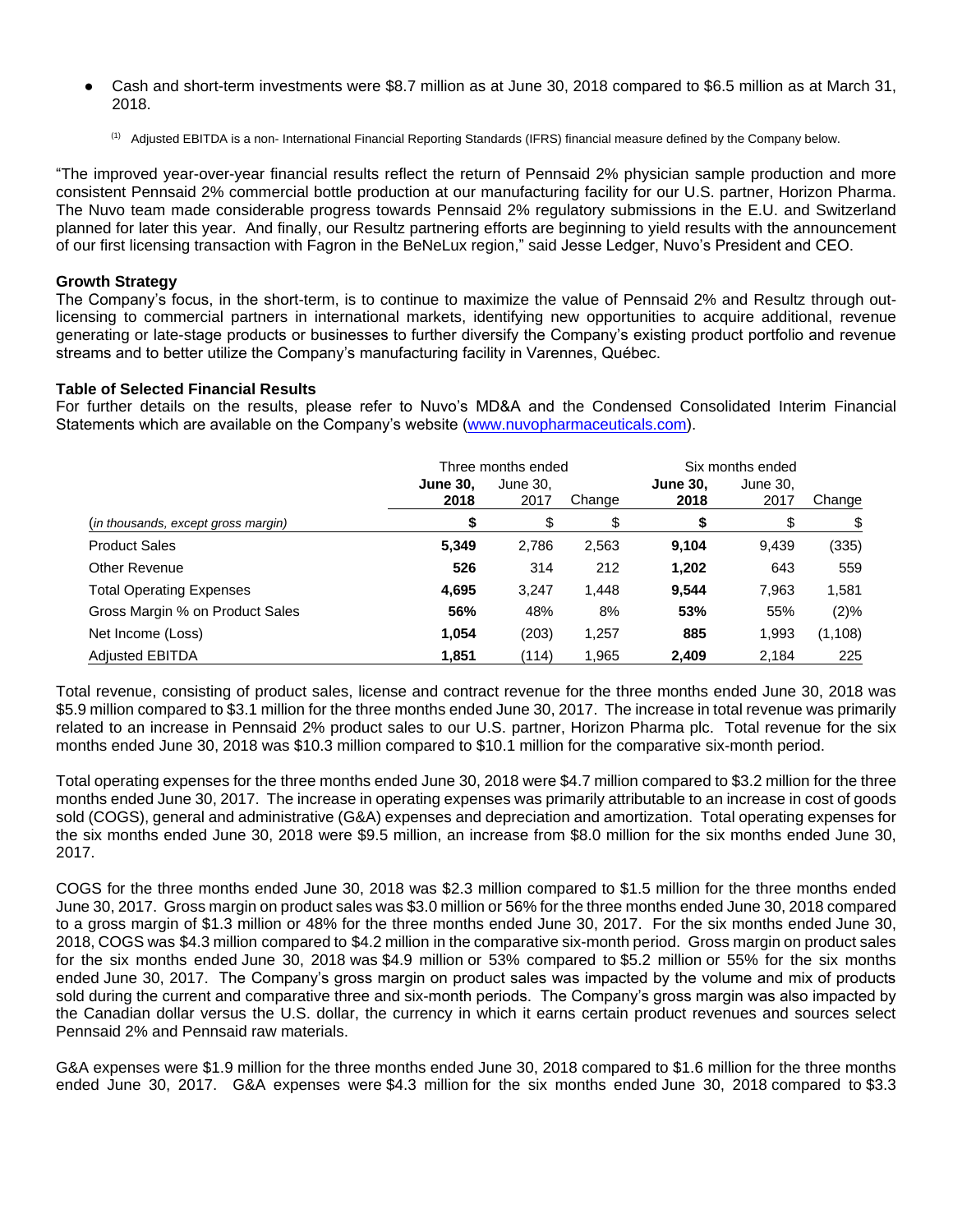- Cash and short-term investments were $8.7 million as at June 30, 2018 compared to $6.5 million as at March 31, 2018.

(1) Adjusted EBITDA is a non- International Financial Reporting Standards (IFRS) financial measure defined by the Company below.

"The improved year-over-year financial results reflect the return of Pennsaid 2% physician sample production and more consistent Pennsaid 2% commercial bottle production at our manufacturing facility for our U.S. partner, Horizon Pharma. The Nuvo team made considerable progress towards Pennsaid 2% regulatory submissions in the E.U. and Switzerland planned for later this year. And finally, our Resultz partnering efforts are beginning to yield results with the announcement of our first licensing transaction with Fagron in the BeNeLux region," said Jesse Ledger, Nuvo's President and CEO.

**Growth Strategy**

The Company's focus, in the short-term, is to continue to maximize the value of Pennsaid 2% and Resultz through out-licensing to commercial partners in international markets, identifying new opportunities to acquire additional, revenue generating or late-stage products or businesses to further diversify the Company's existing product portfolio and revenue streams and to better utilize the Company's manufacturing facility in Varennes, Québec.

**Table of Selected Financial Results**

For further details on the results, please refer to Nuvo's MD&A and the Condensed Consolidated Interim Financial Statements which are available on the Company's website (www.nuvopharmaceuticals.com).

| | Three months ended | | | Six months ended | | |
|---|---|---|---|---|---|---|
| | **June 30, 2018** | June 30, 2017 | Change | **June 30, 2018** | June 30, 2017 | Change |
| *(in thousands, except gross margin)* | **$** | $ | $ | **$** | $ | $ |
| Product Sales | **5,349** | 2,786 | 2,563 | **9,104** | 9,439 | (335) |
| Other Revenue | **526** | 314 | 212 | **1,202** | 643 | 559 |
| Total Operating Expenses | **4,695** | 3,247 | 1,448 | **9,544** | 7,963 | 1,581 |
| Gross Margin % on Product Sales | **56%** | 48% | 8% | **53%** | 55% | (2)% |
| Net Income (Loss) | **1,054** | (203) | 1,257 | **885** | 1,993 | (1,108) |
| Adjusted EBITDA | **1,851** | (114) | 1,965 | **2,409** | 2,184 | 225 |

Total revenue, consisting of product sales, license and contract revenue for the three months ended June 30, 2018 was $5.9 million compared to $3.1 million for the three months ended June 30, 2017. The increase in total revenue was primarily related to an increase in Pennsaid 2% product sales to our U.S. partner, Horizon Pharma plc. Total revenue for the six months ended June 30, 2018 was $10.3 million compared to $10.1 million for the comparative six-month period.

Total operating expenses for the three months ended June 30, 2018 were $4.7 million compared to $3.2 million for the three months ended June 30, 2017. The increase in operating expenses was primarily attributable to an increase in cost of goods sold (COGS), general and administrative (G&A) expenses and depreciation and amortization. Total operating expenses for the six months ended June 30, 2018 were $9.5 million, an increase from $8.0 million for the six months ended June 30, 2017.

COGS for the three months ended June 30, 2018 was $2.3 million compared to $1.5 million for the three months ended June 30, 2017. Gross margin on product sales was $3.0 million or 56% for the three months ended June 30, 2018 compared to a gross margin of $1.3 million or 48% for the three months ended June 30, 2017. For the six months ended June 30, 2018, COGS was $4.3 million compared to $4.2 million in the comparative six-month period. Gross margin on product sales for the six months ended June 30, 2018 was $4.9 million or 53% compared to $5.2 million or 55% for the six months ended June 30, 2017. The Company's gross margin on product sales was impacted by the volume and mix of products sold during the current and comparative three and six-month periods. The Company's gross margin was also impacted by the Canadian dollar versus the U.S. dollar, the currency in which it earns certain product revenues and sources select Pennsaid 2% and Pennsaid raw materials.

G&A expenses were $1.9 million for the three months ended June 30, 2018 compared to $1.6 million for the three months ended June 30, 2017. G&A expenses were $4.3 million for the six months ended June 30, 2018 compared to $3.3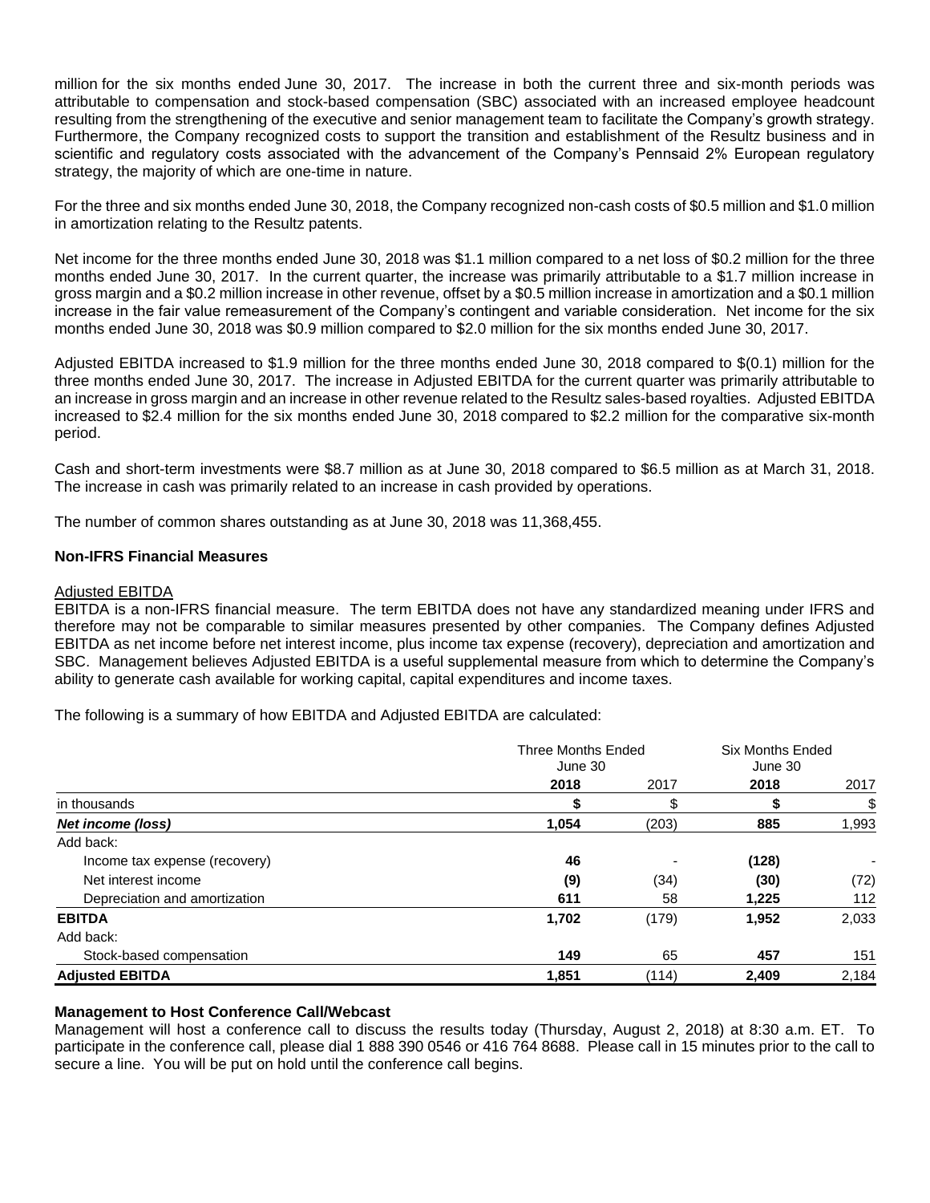million for the six months ended June 30, 2017. The increase in both the current three and six-month periods was attributable to compensation and stock-based compensation (SBC) associated with an increased employee headcount resulting from the strengthening of the executive and senior management team to facilitate the Company's growth strategy. Furthermore, the Company recognized costs to support the transition and establishment of the Resultz business and in scientific and regulatory costs associated with the advancement of the Company's Pennsaid 2% European regulatory strategy, the majority of which are one-time in nature.

For the three and six months ended June 30, 2018, the Company recognized non-cash costs of $0.5 million and $1.0 million in amortization relating to the Resultz patents.

Net income for the three months ended June 30, 2018 was $1.1 million compared to a net loss of $0.2 million for the three months ended June 30, 2017. In the current quarter, the increase was primarily attributable to a $1.7 million increase in gross margin and a $0.2 million increase in other revenue, offset by a $0.5 million increase in amortization and a $0.1 million increase in the fair value remeasurement of the Company's contingent and variable consideration. Net income for the six months ended June 30, 2018 was $0.9 million compared to $2.0 million for the six months ended June 30, 2017.

Adjusted EBITDA increased to $1.9 million for the three months ended June 30, 2018 compared to $(0.1) million for the three months ended June 30, 2017. The increase in Adjusted EBITDA for the current quarter was primarily attributable to an increase in gross margin and an increase in other revenue related to the Resultz sales-based royalties. Adjusted EBITDA increased to $2.4 million for the six months ended June 30, 2018 compared to $2.2 million for the comparative six-month period.

Cash and short-term investments were $8.7 million as at June 30, 2018 compared to $6.5 million as at March 31, 2018. The increase in cash was primarily related to an increase in cash provided by operations.

The number of common shares outstanding as at June 30, 2018 was 11,368,455.

**Non-IFRS Financial Measures**

Adjusted EBITDA

EBITDA is a non-IFRS financial measure. The term EBITDA does not have any standardized meaning under IFRS and therefore may not be comparable to similar measures presented by other companies. The Company defines Adjusted EBITDA as net income before net interest income, plus income tax expense (recovery), depreciation and amortization and SBC. Management believes Adjusted EBITDA is a useful supplemental measure from which to determine the Company's ability to generate cash available for working capital, capital expenditures and income taxes.

The following is a summary of how EBITDA and Adjusted EBITDA are calculated:

| | Three Months Ended June 30 | | Six Months Ended June 30 | |
|---|---|---|---|---|
| | **2018** | 2017 | **2018** | 2017 |
| in thousands | **$** | $ | **$** | $ |
| ***Net income (loss)*** | **1,054** | (203) | **885** | 1,993 |
| Add back: | | | | |
| Income tax expense (recovery) | **46** | - | **(128)** | - |
| Net interest income | **(9)** | (34) | **(30)** | (72) |
| Depreciation and amortization | **611** | 58 | **1,225** | 112 |
| **EBITDA** | **1,702** | (179) | **1,952** | 2,033 |
| Add back: | | | | |
| Stock-based compensation | **149** | 65 | **457** | 151 |
| **Adjusted EBITDA** | **1,851** | (114) | **2,409** | 2,184 |

**Management to Host Conference Call/Webcast**

Management will host a conference call to discuss the results today (Thursday, August 2, 2018) at 8:30 a.m. ET. To participate in the conference call, please dial 1 888 390 0546 or 416 764 8688. Please call in 15 minutes prior to the call to secure a line. You will be put on hold until the conference call begins.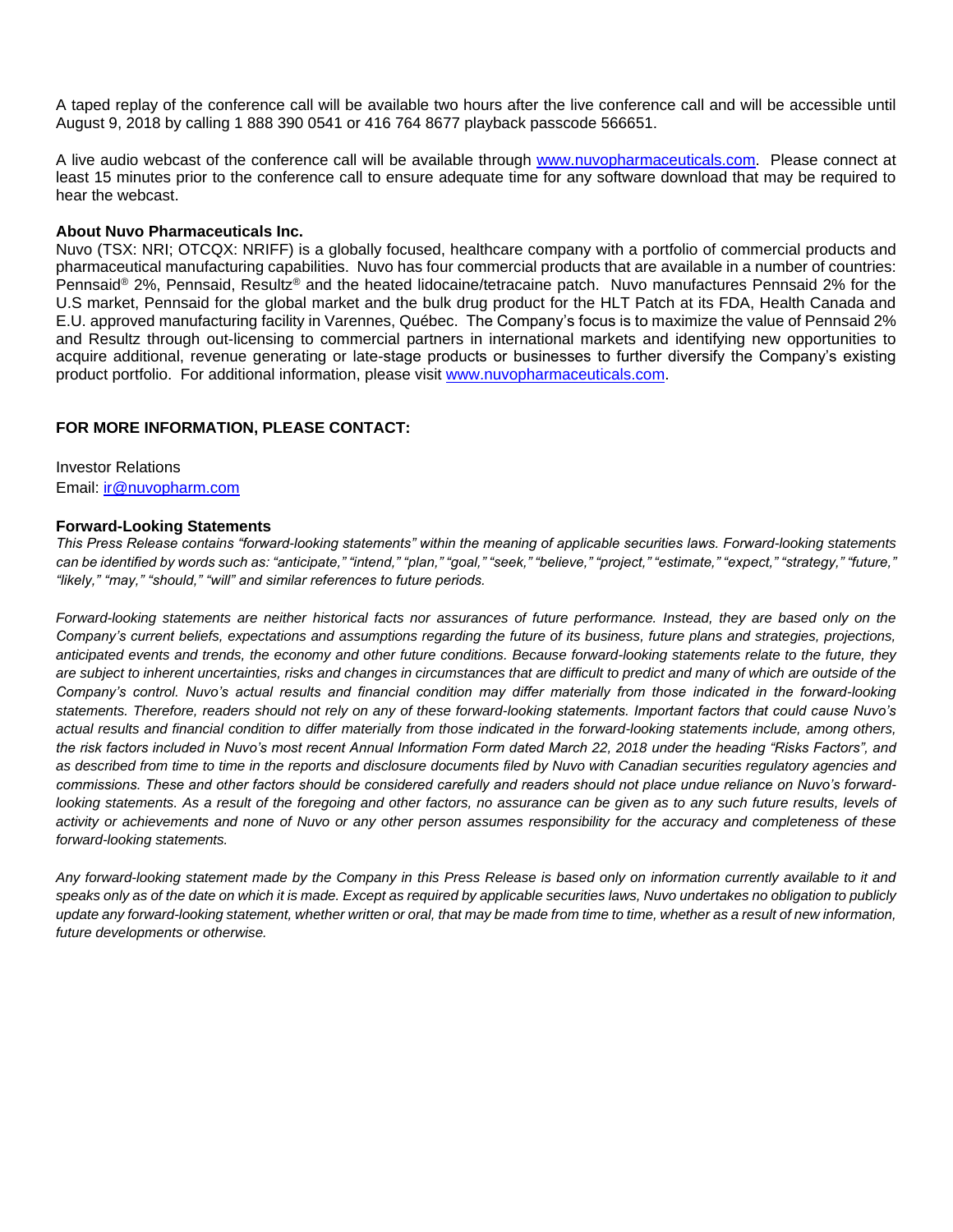A taped replay of the conference call will be available two hours after the live conference call and will be accessible until August 9, 2018 by calling 1 888 390 0541 or 416 764 8677 playback passcode 566651.

A live audio webcast of the conference call will be available through [www.nuvopharmaceuticals.com](http://www.nuvopharmaceuticals.com). Please connect at least 15 minutes prior to the conference call to ensure adequate time for any software download that may be required to hear the webcast.

**About Nuvo Pharmaceuticals Inc.**

Nuvo (TSX: NRI; OTCQX: NRIFF) is a globally focused, healthcare company with a portfolio of commercial products and pharmaceutical manufacturing capabilities. Nuvo has four commercial products that are available in a number of countries: Pennsaid® 2%, Pennsaid, Resultz® and the heated lidocaine/tetracaine patch. Nuvo manufactures Pennsaid 2% for the U.S market, Pennsaid for the global market and the bulk drug product for the HLT Patch at its FDA, Health Canada and E.U. approved manufacturing facility in Varennes, Québec. The Company's focus is to maximize the value of Pennsaid 2% and Resultz through out-licensing to commercial partners in international markets and identifying new opportunities to acquire additional, revenue generating or late-stage products or businesses to further diversify the Company's existing product portfolio. For additional information, please visit [www.nuvopharmaceuticals.com](http://www.nuvopharmaceuticals.com).

**FOR MORE INFORMATION, PLEASE CONTACT:**

Investor Relations
Email: [ir@nuvopharm.com](mailto:ir@nuvopharm.com)

**Forward-Looking Statements**

*This Press Release contains "forward-looking statements" within the meaning of applicable securities laws. Forward-looking statements can be identified by words such as: "anticipate," "intend," "plan," "goal," "seek," "believe," "project," "estimate," "expect," "strategy," "future," "likely," "may," "should," "will" and similar references to future periods.*

*Forward-looking statements are neither historical facts nor assurances of future performance. Instead, they are based only on the Company's current beliefs, expectations and assumptions regarding the future of its business, future plans and strategies, projections, anticipated events and trends, the economy and other future conditions. Because forward-looking statements relate to the future, they are subject to inherent uncertainties, risks and changes in circumstances that are difficult to predict and many of which are outside of the Company's control. Nuvo's actual results and financial condition may differ materially from those indicated in the forward-looking statements. Therefore, readers should not rely on any of these forward-looking statements. Important factors that could cause Nuvo's actual results and financial condition to differ materially from those indicated in the forward-looking statements include, among others, the risk factors included in Nuvo's most recent Annual Information Form dated March 22, 2018 under the heading "Risks Factors", and as described from time to time in the reports and disclosure documents filed by Nuvo with Canadian securities regulatory agencies and commissions. These and other factors should be considered carefully and readers should not place undue reliance on Nuvo's forward-looking statements. As a result of the foregoing and other factors, no assurance can be given as to any such future results, levels of activity or achievements and none of Nuvo or any other person assumes responsibility for the accuracy and completeness of these forward-looking statements.*

*Any forward-looking statement made by the Company in this Press Release is based only on information currently available to it and speaks only as of the date on which it is made. Except as required by applicable securities laws, Nuvo undertakes no obligation to publicly update any forward-looking statement, whether written or oral, that may be made from time to time, whether as a result of new information, future developments or otherwise.*